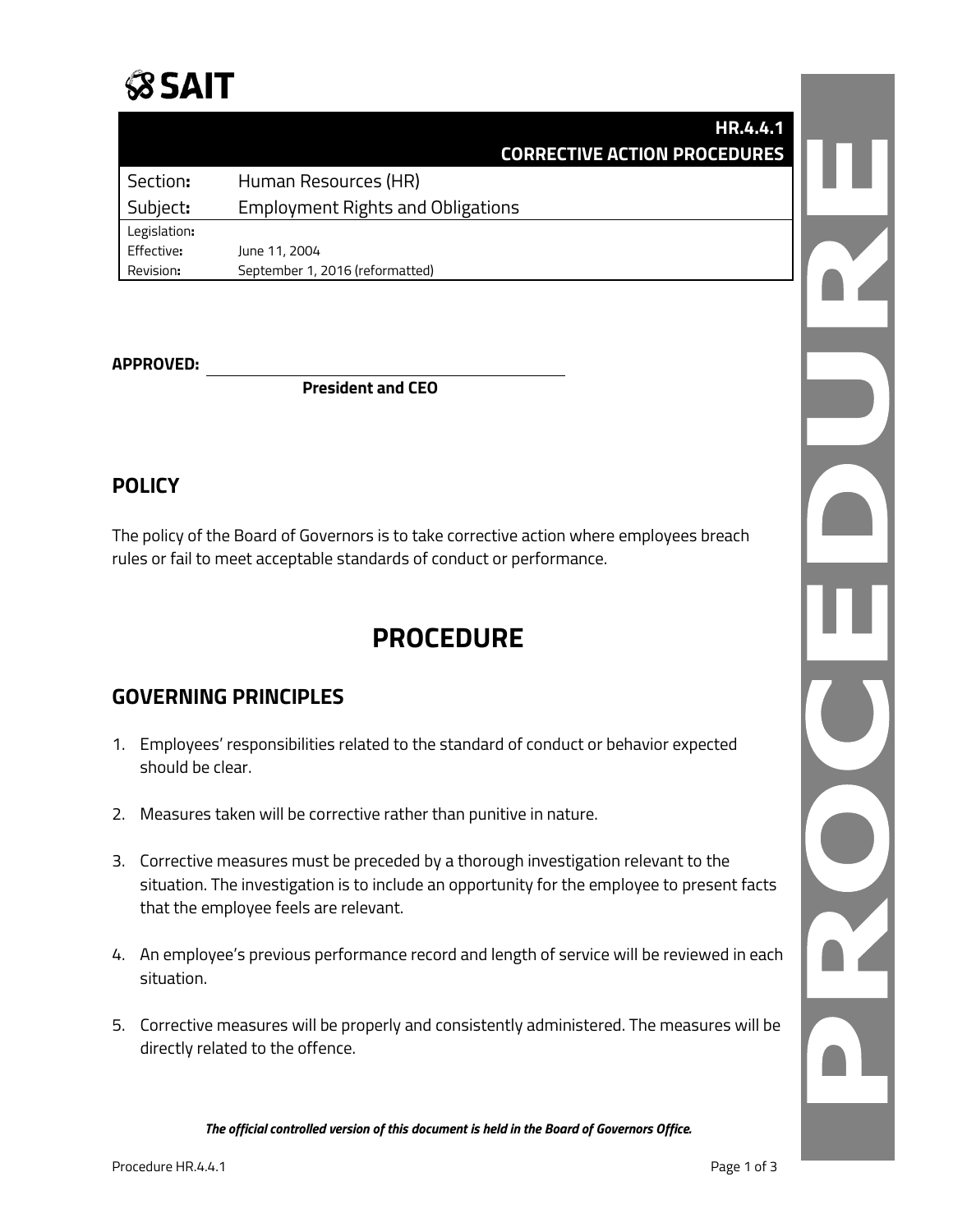SAIT

| | HR.4.4.1 CORRECTIVE ACTION PROCEDURES |
|---|---|
| Section: | Human Resources (HR) |
| Subject: | Employment Rights and Obligations |
| Legislation: | |
| Effective: | June 11, 2004 |
| Revision: | September 1, 2016 (reformatted) |

**APPROVED:** ______________________________

**President and CEO**

## POLICY

The policy of the Board of Governors is to take corrective action where employees breach rules or fail to meet acceptable standards of conduct or performance.

# PROCEDURE

## GOVERNING PRINCIPLES

1. Employees' responsibilities related to the standard of conduct or behavior expected should be clear.

2. Measures taken will be corrective rather than punitive in nature.

3. Corrective measures must be preceded by a thorough investigation relevant to the situation. The investigation is to include an opportunity for the employee to present facts that the employee feels are relevant.

4. An employee's previous performance record and length of service will be reviewed in each situation.

5. Corrective measures will be properly and consistently administered. The measures will be directly related to the offence.

***The official controlled version of this document is held in the Board of Governors Office.***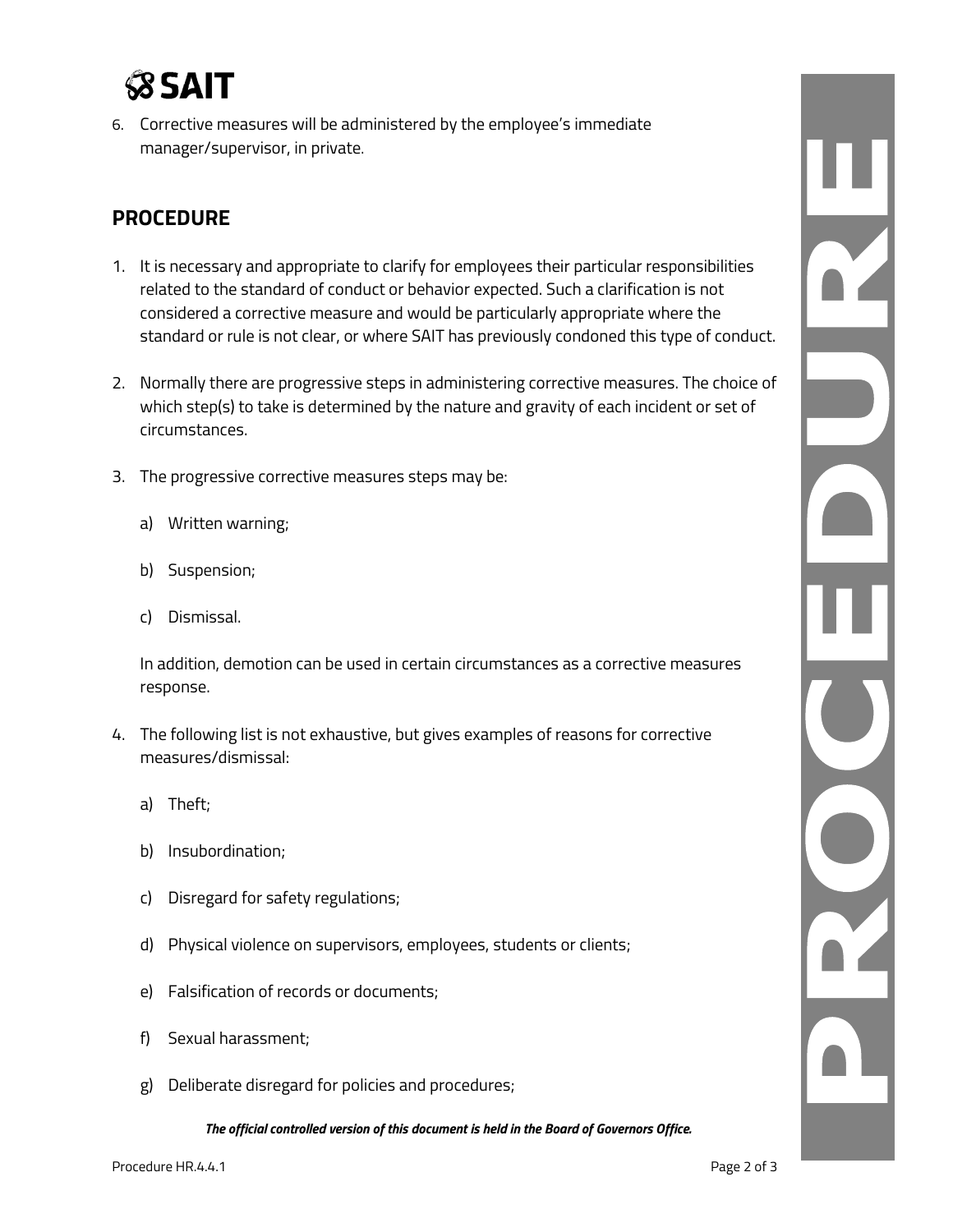6. Corrective measures will be administered by the employee's immediate manager/supervisor, in private.

## PROCEDURE

1. It is necessary and appropriate to clarify for employees their particular responsibilities related to the standard of conduct or behavior expected. Such a clarification is not considered a corrective measure and would be particularly appropriate where the standard or rule is not clear, or where SAIT has previously condoned this type of conduct.

2. Normally there are progressive steps in administering corrective measures. The choice of which step(s) to take is determined by the nature and gravity of each incident or set of circumstances.

3. The progressive corrective measures steps may be:

   a) Written warning;

   b) Suspension;

   c) Dismissal.

   In addition, demotion can be used in certain circumstances as a corrective measures response.

4. The following list is not exhaustive, but gives examples of reasons for corrective measures/dismissal:

   a) Theft;

   b) Insubordination;

   c) Disregard for safety regulations;

   d) Physical violence on supervisors, employees, students or clients;

   e) Falsification of records or documents;

   f) Sexual harassment;

   g) Deliberate disregard for policies and procedures;

***The official controlled version of this document is held in the Board of Governors Office.***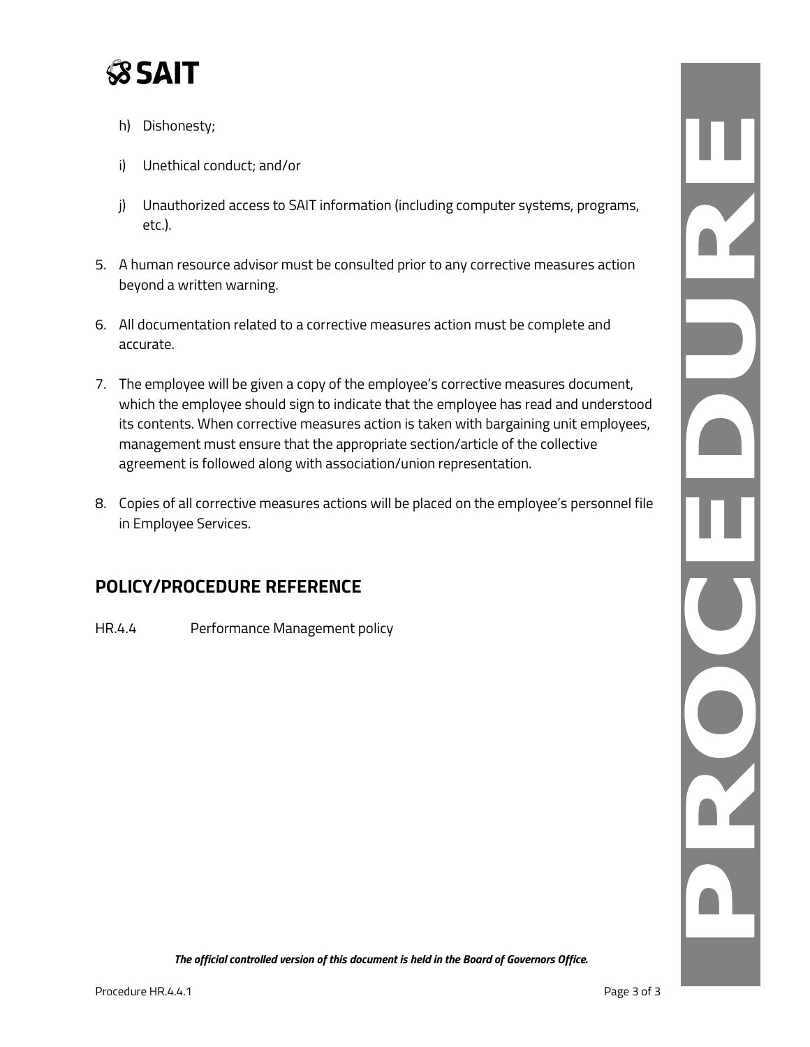h) Dishonesty;

i) Unethical conduct; and/or

j) Unauthorized access to SAIT information (including computer systems, programs, etc.).

5. A human resource advisor must be consulted prior to any corrective measures action beyond a written warning.

6. All documentation related to a corrective measures action must be complete and accurate.

7. The employee will be given a copy of the employee's corrective measures document, which the employee should sign to indicate that the employee has read and understood its contents. When corrective measures action is taken with bargaining unit employees, management must ensure that the appropriate section/article of the collective agreement is followed along with association/union representation.

8. Copies of all corrective measures actions will be placed on the employee's personnel file in Employee Services.

## POLICY/PROCEDURE REFERENCE

HR.4.4 Performance Management policy

***The official controlled version of this document is held in the Board of Governors Office.***